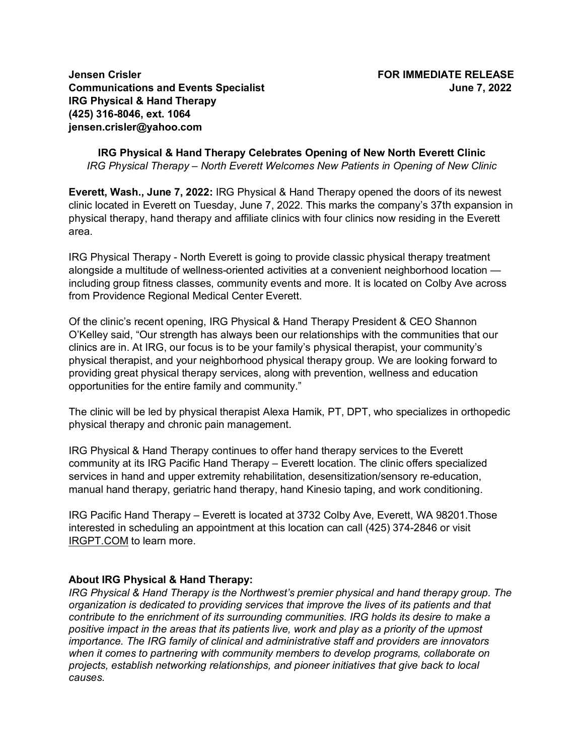**Jensen Crisler**
**Communications and Events Specialist**
**IRG Physical & Hand Therapy**
**(425) 316-8046, ext. 1064**
**jensen.crisler@yahoo.com**

**FOR IMMEDIATE RELEASE**
**June 7, 2022**

**IRG Physical & Hand Therapy Celebrates Opening of New North Everett Clinic**

*IRG Physical Therapy – North Everett Welcomes New Patients in Opening of New Clinic*

**Everett, Wash., June 7, 2022:** IRG Physical & Hand Therapy opened the doors of its newest clinic located in Everett on Tuesday, June 7, 2022. This marks the company's 37th expansion in physical therapy, hand therapy and affiliate clinics with four clinics now residing in the Everett area.

IRG Physical Therapy - North Everett is going to provide classic physical therapy treatment alongside a multitude of wellness-oriented activities at a convenient neighborhood location — including group fitness classes, community events and more. It is located on Colby Ave across from Providence Regional Medical Center Everett.

Of the clinic's recent opening, IRG Physical & Hand Therapy President & CEO Shannon O'Kelley said, "Our strength has always been our relationships with the communities that our clinics are in. At IRG, our focus is to be your family's physical therapist, your community's physical therapist, and your neighborhood physical therapy group. We are looking forward to providing great physical therapy services, along with prevention, wellness and education opportunities for the entire family and community."

The clinic will be led by physical therapist Alexa Hamik, PT, DPT, who specializes in orthopedic physical therapy and chronic pain management.

IRG Physical & Hand Therapy continues to offer hand therapy services to the Everett community at its IRG Pacific Hand Therapy – Everett location. The clinic offers specialized services in hand and upper extremity rehabilitation, desensitization/sensory re-education, manual hand therapy, geriatric hand therapy, hand Kinesio taping, and work conditioning.

IRG Pacific Hand Therapy – Everett is located at 3732 Colby Ave, Everett, WA 98201.Those interested in scheduling an appointment at this location can call (425) 374-2846 or visit IRGPT.COM to learn more.

**About IRG Physical & Hand Therapy:**

*IRG Physical & Hand Therapy is the Northwest's premier physical and hand therapy group. The organization is dedicated to providing services that improve the lives of its patients and that contribute to the enrichment of its surrounding communities. IRG holds its desire to make a positive impact in the areas that its patients live, work and play as a priority of the upmost importance. The IRG family of clinical and administrative staff and providers are innovators when it comes to partnering with community members to develop programs, collaborate on projects, establish networking relationships, and pioneer initiatives that give back to local causes.*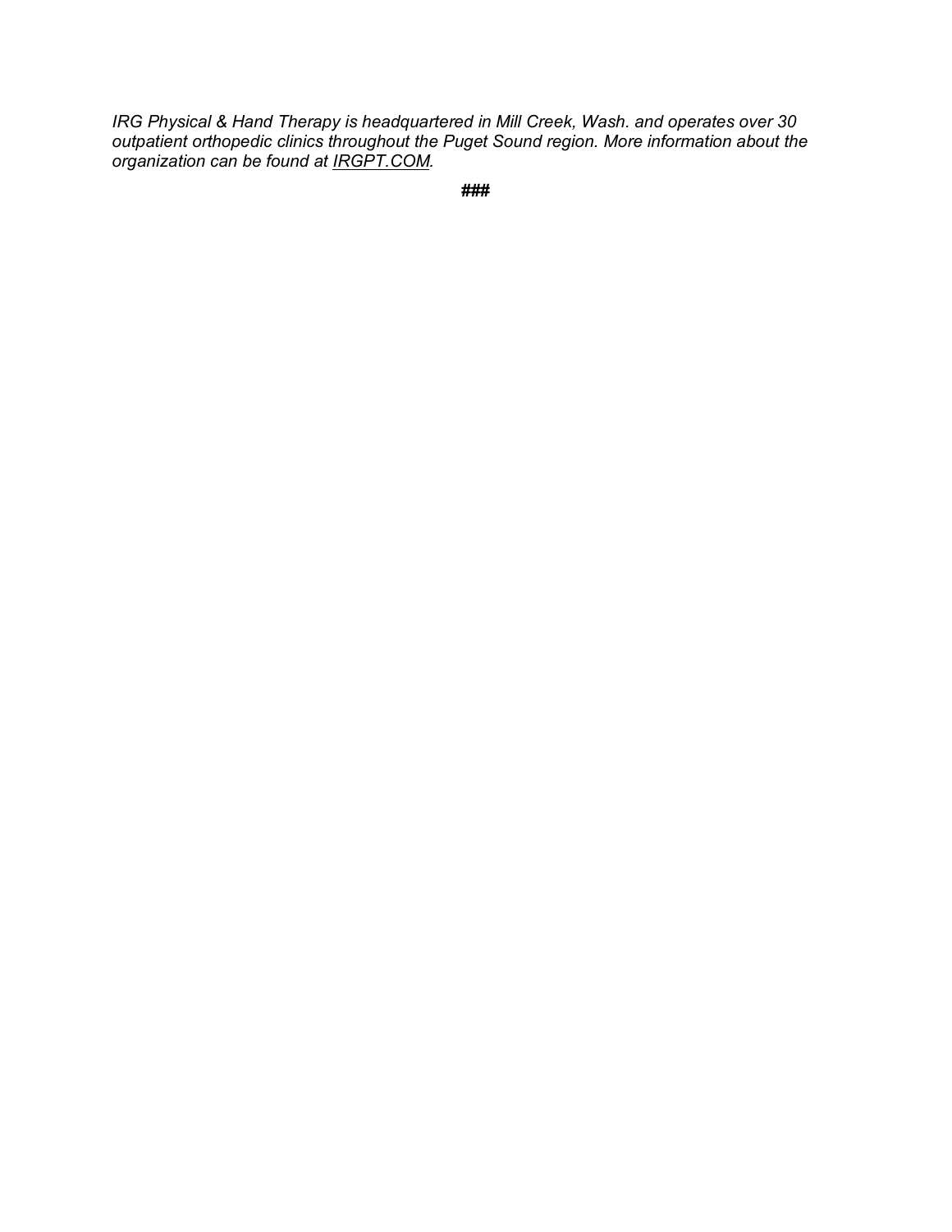*IRG Physical & Hand Therapy is headquartered in Mill Creek, Wash. and operates over 30 outpatient orthopedic clinics throughout the Puget Sound region. More information about the organization can be found at IRGPT.COM.*

**###**